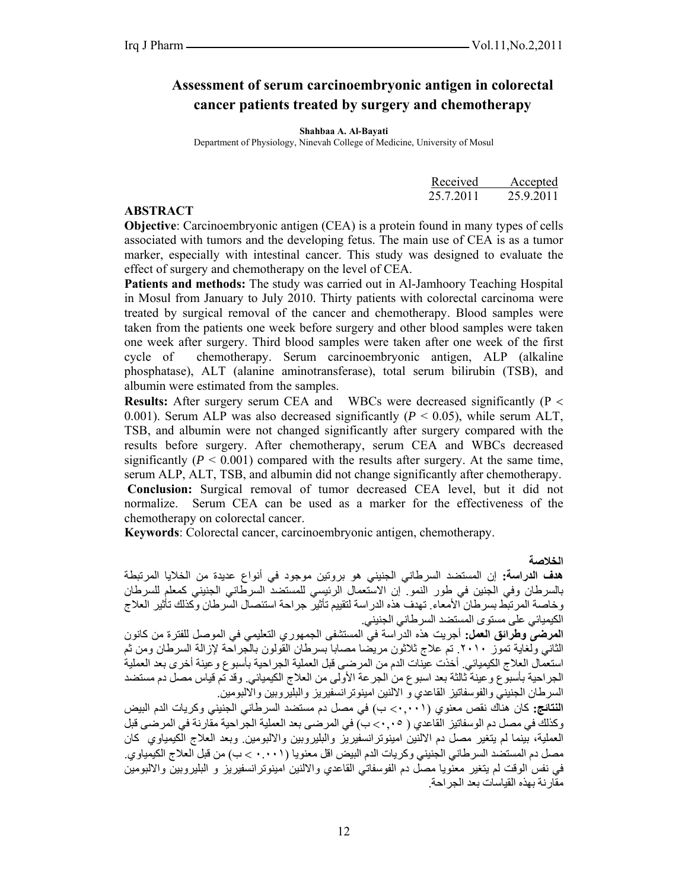# Assessment of serum carcinoembryonic antigen in colorectal cancer patients treated by surgery and chemotherapy

**Shahbaa A. Al-Bayati**

Department of Physiology, Ninevah College of Medicine, University of Mosul

| Received | Accepted |
|---|---|
| 25.7.2011 | 25.9.2011 |

## ABSTRACT

**Objective**: Carcinoembryonic antigen (CEA) is a protein found in many types of cells associated with tumors and the developing fetus. The main use of CEA is as a tumor marker, especially with intestinal cancer. This study was designed to evaluate the effect of surgery and chemotherapy on the level of CEA.

**Patients and methods:** The study was carried out in Al-Jamhoory Teaching Hospital in Mosul from January to July 2010. Thirty patients with colorectal carcinoma were treated by surgical removal of the cancer and chemotherapy. Blood samples were taken from the patients one week before surgery and other blood samples were taken one week after surgery. Third blood samples were taken after one week of the first cycle of chemotherapy. Serum carcinoembryonic antigen, ALP (alkaline phosphatase), ALT (alanine aminotransferase), total serum bilirubin (TSB), and albumin were estimated from the samples.

**Results:** After surgery serum CEA and WBCs were decreased significantly ($P < 0.001$). Serum ALP was also decreased significantly ($P < 0.05$), while serum ALT, TSB, and albumin were not changed significantly after surgery compared with the results before surgery. After chemotherapy, serum CEA and WBCs decreased significantly ($P < 0.001$) compared with the results after surgery. At the same time, serum ALP, ALT, TSB, and albumin did not change significantly after chemotherapy.

**Conclusion:** Surgical removal of tumor decreased CEA level, but it did not normalize. Serum CEA can be used as a marker for the effectiveness of the chemotherapy on colorectal cancer.

**Keywords**: Colorectal cancer, carcinoembryonic antigen, chemotherapy.

## الخلاصة

**هدف الدراسة:** إن المستضد السرطاني الجنيني هو بروتين موجود في أنواع عديدة من الخلايا المرتبطة بالسرطان وفي الجنين في طور النمو. إن الاستعمال الرئيسي للمستضد السرطاني الجنيني كمعلم للسرطان وخاصة المرتبط بسرطان الأمعاء. تهدف هذه الدراسة لتقييم تأثير جراحة استئصال السرطان وكذلك تأثير العلاج الكيميائي على مستوى المستضد السرطاني الجنيني.

**المرضى وطرائق العمل:** أجريت هذه الدراسة في المستشفى الجمهوري التعليمي في الموصل للفترة من كانون الثاني ولغاية تموز ٢٠١٠. تم علاج ثلاثون مريضا مصابا بسرطان القولون بالجراحة لإزالة السرطان ومن ثم استعمال العلاج الكيميائي. أخذت عينات الدم من المرضى قبل العملية الجراحية بأسبوع وعينة أخرى بعد العملية الجراحية بأسبوع وعينة ثالثة بعد اسبوع من الجرعة الأولى من العلاج الكيميائي. وقد تم قياس مصل دم مستضد السرطان الجنيني والفوسفاتيز القاعدي و الالنين امينوترانسفيريز والبليروبين والالبومين.

**النتائج:** كان هناك نقص معنوي (٠,٠٠١ > ب) في مصل دم مستضد السرطاني الجنيني وكريات الدم البيض وكذلك في مصل دم الوسفاتيز القاعدي (٠,٠٥ > ب) في المرضى بعد العملية الجراحية مقارنة في المرضى قبل العملية، بينما لم يتغير مصل دم الالنين امينوترانسفيريز والبليروبين والالبومين. وبعد العلاج الكيمياوي كان مصل دم المستضد السرطاني الجنيني وكريات الدم البيض اقل معنويا (٠.٠٠١ > ب) من قبل العلاج الكيمياوي. في نفس الوقت لم يتغير معنويا مصل دم الفوسفاتي القاعدي والالنين امينوترانسفيريز و البليروبين والالبومين مقارنة بهذه القياسات بعد الجراحة.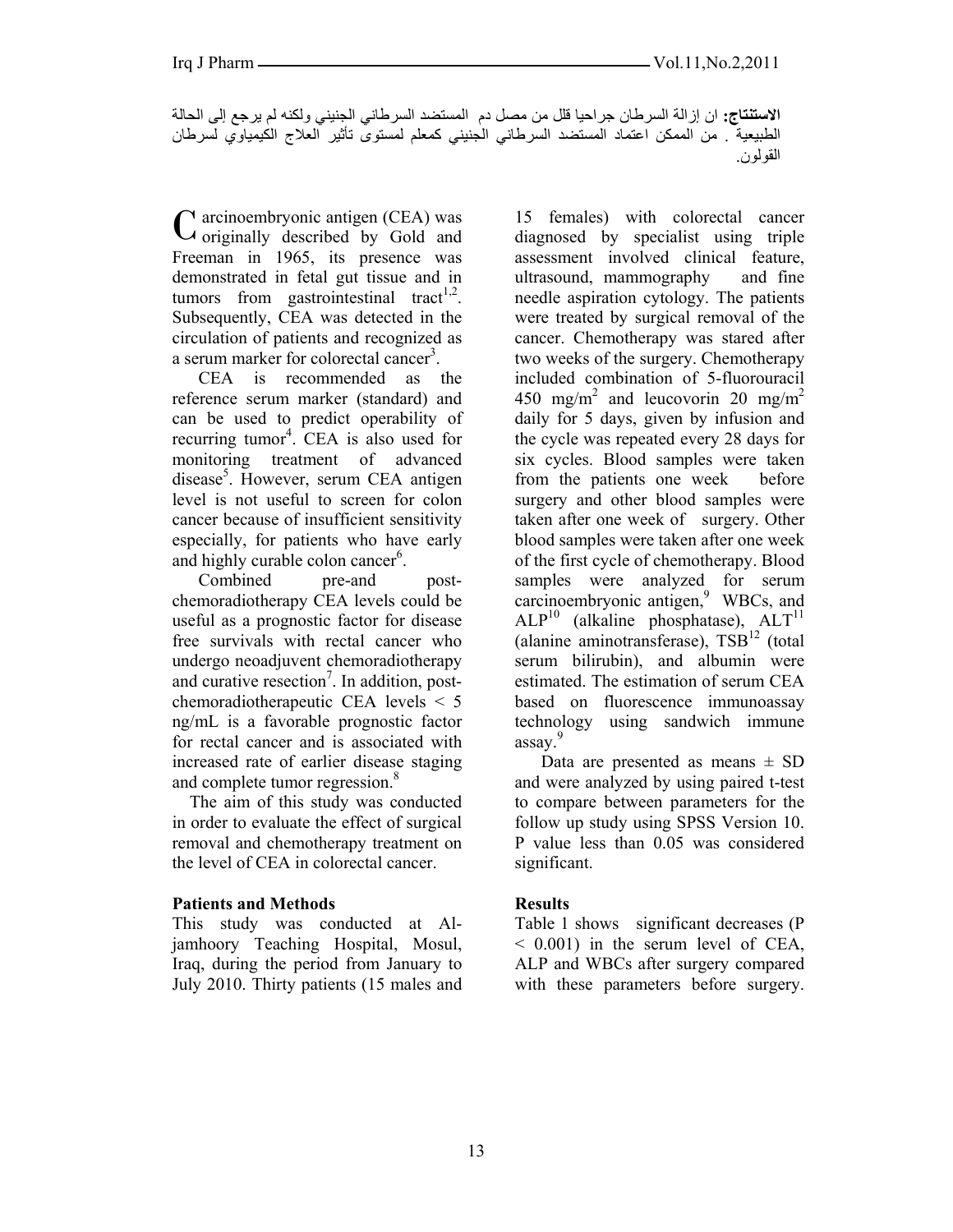**الاستنتاج:** ان إزالة السرطان جراحيا قلل من مصل دم المستضد السرطاني الجنيني ولكنه لم يرجع إلى الحالة الطبيعية . من الممكن اعتماد المستضد السرطاني الجنيني كمعلم لمستوى تأثير العلاج الكيمياوي لسرطان القولون.

Carcinoembryonic antigen (CEA) was originally described by Gold and Freeman in 1965, its presence was demonstrated in fetal gut tissue and in tumors from gastrointestinal tract[1,2]. Subsequently, CEA was detected in the circulation of patients and recognized as a serum marker for colorectal cancer[3].

CEA is recommended as the reference serum marker (standard) and can be used to predict operability of recurring tumor[4]. CEA is also used for monitoring treatment of advanced disease[5]. However, serum CEA antigen level is not useful to screen for colon cancer because of insufficient sensitivity especially, for patients who have early and highly curable colon cancer[6].

Combined pre-and post-chemoradiotherapy CEA levels could be useful as a prognostic factor for disease free survivals with rectal cancer who undergo neoadjuvent chemoradiotherapy and curative resection[7]. In addition, post-chemoradiotherapeutic CEA levels < 5 ng/mL is a favorable prognostic factor for rectal cancer and is associated with increased rate of earlier disease staging and complete tumor regression.[8]

The aim of this study was conducted in order to evaluate the effect of surgical removal and chemotherapy treatment on the level of CEA in colorectal cancer.

## Patients and Methods

This study was conducted at Al-jamhoory Teaching Hospital, Mosul, Iraq, during the period from January to July 2010. Thirty patients (15 males and 15 females) with colorectal cancer diagnosed by specialist using triple assessment involved clinical feature, ultrasound, mammography and fine needle aspiration cytology. The patients were treated by surgical removal of the cancer. Chemotherapy was stared after two weeks of the surgery. Chemotherapy included combination of 5-fluorouracil 450 $mg/m^2$ and leucovorin 20 $mg/m^2$ daily for 5 days, given by infusion and the cycle was repeated every 28 days for six cycles. Blood samples were taken from the patients one week before surgery and other blood samples were taken after one week of surgery. Other blood samples were taken after one week of the first cycle of chemotherapy. Blood samples were analyzed for serum carcinoembryonic antigen,[9] WBCs, and ALP[10] (alkaline phosphatase), ALT[11] (alanine aminotransferase), TSB[12] (total serum bilirubin), and albumin were estimated. The estimation of serum CEA based on fluorescence immunoassay technology using sandwich immune assay.[9]

Data are presented as means ± SD and were analyzed by using paired t-test to compare between parameters for the follow up study using SPSS Version 10. P value less than 0.05 was considered significant.

## Results

Table 1 shows significant decreases ($P < 0.001$) in the serum level of CEA, ALP and WBCs after surgery compared with these parameters before surgery.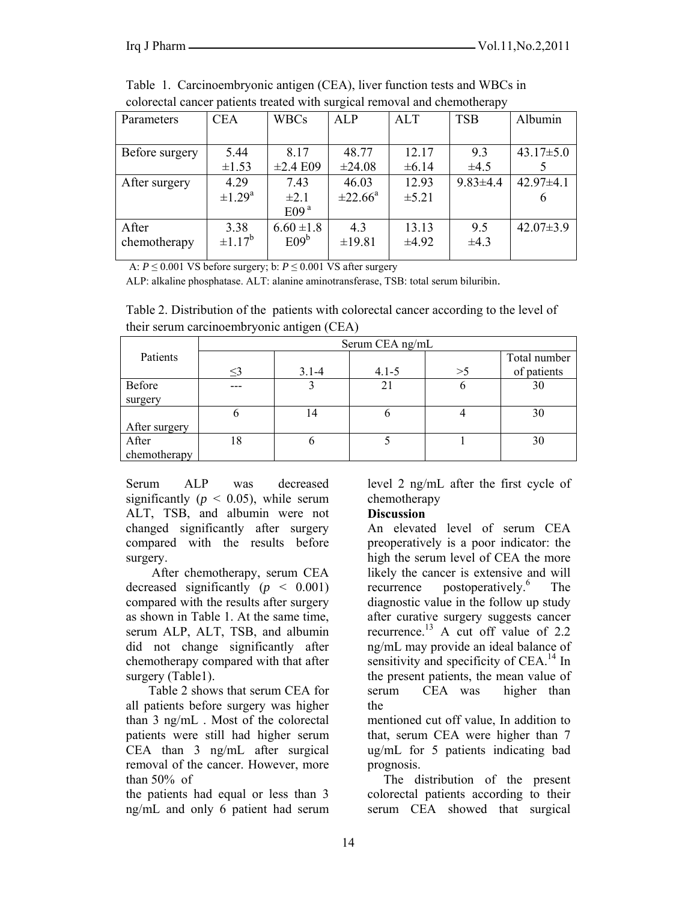Table 1. Carcinoembryonic antigen (CEA), liver function tests and WBCs in colorectal cancer patients treated with surgical removal and chemotherapy

| Parameters | CEA | WBCs | ALP | ALT | TSB | Albumin |
|---|---|---|---|---|---|---|
| Before surgery | 5.44 ±1.53 | 8.17 ±2.4 E09 | 48.77 ±24.08 | 12.17 ±6.14 | 9.3 ±4.5 | 43.17±5.05 |
| After surgery | 4.29 ±1.29[a] | 7.43 ±2.1 E09[a] | 46.03 ±22.66[a] | 12.93 ±5.21 | 9.83±4.4 | 42.97±4.16 |
| After chemotherapy | 3.38 ±1.17[b] | 6.60 ±1.8 E09[b] | 4.3 ±19.81 | 13.13 ±4.92 | 9.5 ±4.3 | 42.07±3.9 |

A: $P \leq 0.001$ VS before surgery; b: $P \leq 0.001$ VS after surgery

ALP: alkaline phosphatase. ALT: alanine aminotransferase, TSB: total serum biluribin.

Table 2. Distribution of the patients with colorectal cancer according to the level of their serum carcinoembryonic antigen (CEA)

| Patients | Serum CEA ng/mL | | | | |
|---|---|---|---|---|---|
| | ≤3 | 3.1-4 | 4.1-5 | >5 | Total number of patients |
| Before surgery | --- | 3 | 21 | 6 | 30 |
| After surgery | 6 | 14 | 6 | 4 | 30 |
| After chemotherapy | 18 | 6 | 5 | 1 | 30 |

Serum ALP was decreased significantly ($p < 0.05$), while serum ALT, TSB, and albumin were not changed significantly after surgery compared with the results before surgery.

After chemotherapy, serum CEA decreased significantly ($p < 0.001$) compared with the results after surgery as shown in Table 1. At the same time, serum ALP, ALT, TSB, and albumin did not change significantly after chemotherapy compared with that after surgery (Table1).

Table 2 shows that serum CEA for all patients before surgery was higher than 3 ng/mL . Most of the colorectal patients were still had higher serum CEA than 3 ng/mL after surgical removal of the cancer. However, more than 50% of the patients had equal or less than 3 ng/mL and only 6 patient had serum level 2 ng/mL after the first cycle of chemotherapy

**Discussion**

An elevated level of serum CEA preoperatively is a poor indicator: the high the serum level of CEA the more likely the cancer is extensive and will recurrence postoperatively.[6] The diagnostic value in the follow up study after curative surgery suggests cancer recurrence.[13] A cut off value of 2.2 ng/mL may provide an ideal balance of sensitivity and specificity of CEA.[14] In the present patients, the mean value of serum CEA was higher than the mentioned cut off value, In addition to that, serum CEA were higher than 7 ug/mL for 5 patients indicating bad prognosis.

The distribution of the present colorectal patients according to their serum CEA showed that surgical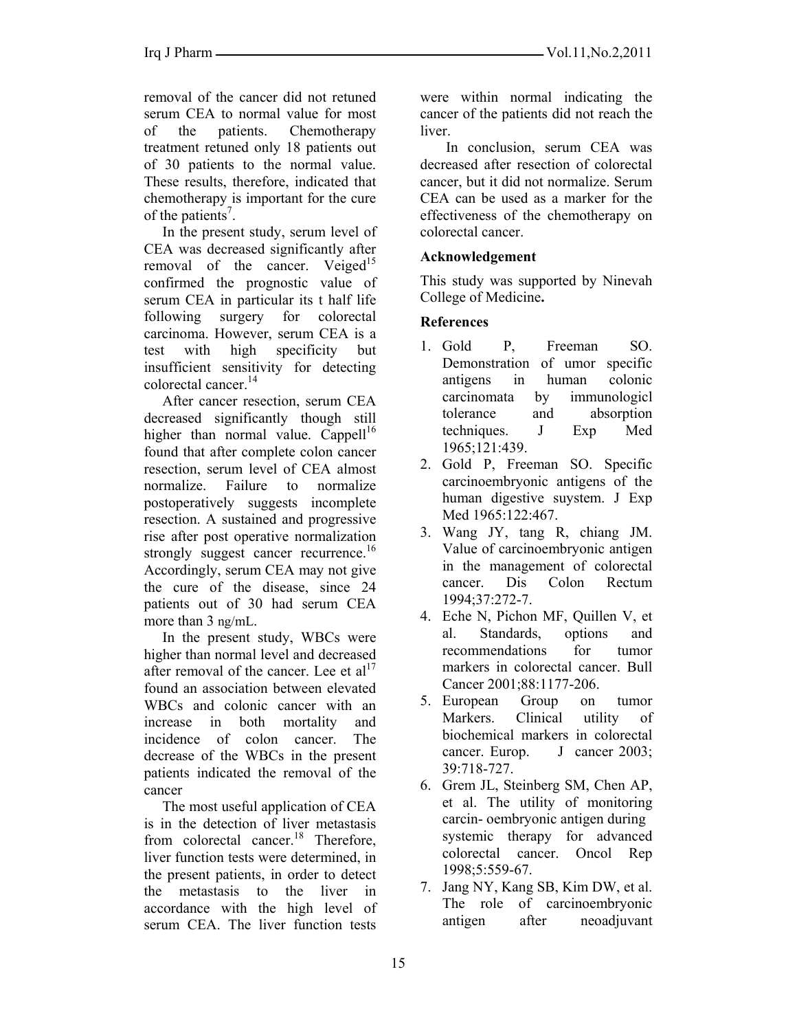removal of the cancer did not retuned serum CEA to normal value for most of the patients. Chemotherapy treatment retuned only 18 patients out of 30 patients to the normal value. These results, therefore, indicated that chemotherapy is important for the cure of the patients[7].

In the present study, serum level of CEA was decreased significantly after removal of the cancer. Veiged[15] confirmed the prognostic value of serum CEA in particular its t half life following surgery for colorectal carcinoma. However, serum CEA is a test with high specificity but insufficient sensitivity for detecting colorectal cancer.[14]

After cancer resection, serum CEA decreased significantly though still higher than normal value. Cappell[16] found that after complete colon cancer resection, serum level of CEA almost normalize. Failure to normalize postoperatively suggests incomplete resection. A sustained and progressive rise after post operative normalization strongly suggest cancer recurrence.[16] Accordingly, serum CEA may not give the cure of the disease, since 24 patients out of 30 had serum CEA more than 3 ng/mL.

In the present study, WBCs were higher than normal level and decreased after removal of the cancer. Lee et al[17] found an association between elevated WBCs and colonic cancer with an increase in both mortality and incidence of colon cancer. The decrease of the WBCs in the present patients indicated the removal of the cancer

The most useful application of CEA is in the detection of liver metastasis from colorectal cancer.[18] Therefore, liver function tests were determined, in the present patients, in order to detect the metastasis to the liver in accordance with the high level of serum CEA. The liver function tests were within normal indicating the cancer of the patients did not reach the liver.

In conclusion, serum CEA was decreased after resection of colorectal cancer, but it did not normalize. Serum CEA can be used as a marker for the effectiveness of the chemotherapy on colorectal cancer.

**Acknowledgement**

This study was supported by Ninevah College of Medicine**.**

**References**

1. Gold P, Freeman SO. Demonstration of umor specific antigens in human colonic carcinomata by immunologicl tolerance and absorption techniques. J Exp Med 1965;121:439.
2. Gold P, Freeman SO. Specific carcinoembryonic antigens of the human digestive suystem. J Exp Med 1965:122:467.
3. Wang JY, tang R, chiang JM. Value of carcinoembryonic antigen in the management of colorectal cancer. Dis Colon Rectum 1994;37:272-7.
4. Eche N, Pichon MF, Quillen V, et al. Standards, options and recommendations for tumor markers in colorectal cancer. Bull Cancer 2001;88:1177-206.
5. European Group on tumor Markers. Clinical utility of biochemical markers in colorectal cancer. Europ. J cancer 2003; 39:718-727.
6. Grem JL, Steinberg SM, Chen AP, et al. The utility of monitoring carcin- oembryonic antigen during systemic therapy for advanced colorectal cancer. Oncol Rep 1998;5:559-67.
7. Jang NY, Kang SB, Kim DW, et al. The role of carcinoembryonic antigen after neoadjuvant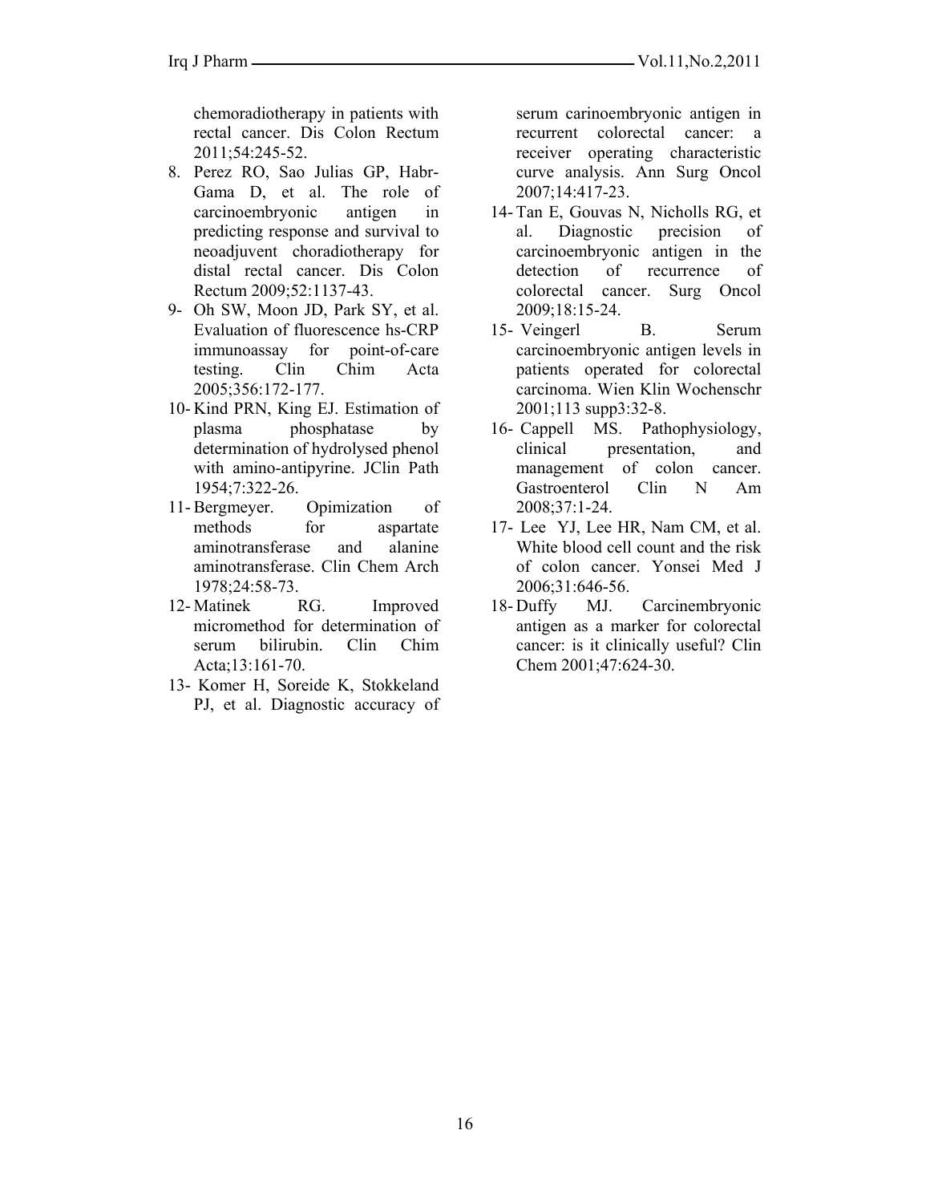chemoradiotherapy in patients with rectal cancer. Dis Colon Rectum 2011;54:245-52.

8. Perez RO, Sao Julias GP, Habr-Gama D, et al. The role of carcinoembryonic antigen in predicting response and survival to neoadjuvent choradiotherapy for distal rectal cancer. Dis Colon Rectum 2009;52:1137-43.
9- Oh SW, Moon JD, Park SY, et al. Evaluation of fluorescence hs-CRP immunoassay for point-of-care testing. Clin Chim Acta 2005;356:172-177.
10- Kind PRN, King EJ. Estimation of plasma phosphatase by determination of hydrolysed phenol with amino-antipyrine. JClin Path 1954;7:322-26.
11- Bergmeyer. Opimization of methods for aspartate aminotransferase and alanine aminotransferase. Clin Chem Arch 1978;24:58-73.
12- Matinek RG. Improved micromethod for determination of serum bilirubin. Clin Chim Acta;13:161-70.
13- Komer H, Soreide K, Stokkeland PJ, et al. Diagnostic accuracy of serum carinoembryonic antigen in recurrent colorectal cancer: a receiver operating characteristic curve analysis. Ann Surg Oncol 2007;14:417-23.
14- Tan E, Gouvas N, Nicholls RG, et al. Diagnostic precision of carcinoembryonic antigen in the detection of recurrence of colorectal cancer. Surg Oncol 2009;18:15-24.
15- Veingerl B. Serum carcinoembryonic antigen levels in patients operated for colorectal carcinoma. Wien Klin Wochenschr 2001;113 supp3:32-8.
16- Cappell MS. Pathophysiology, clinical presentation, and management of colon cancer. Gastroenterol Clin N Am 2008;37:1-24.
17- Lee YJ, Lee HR, Nam CM, et al. White blood cell count and the risk of colon cancer. Yonsei Med J 2006;31:646-56.
18- Duffy MJ. Carcinembryonic antigen as a marker for colorectal cancer: is it clinically useful? Clin Chem 2001;47:624-30.